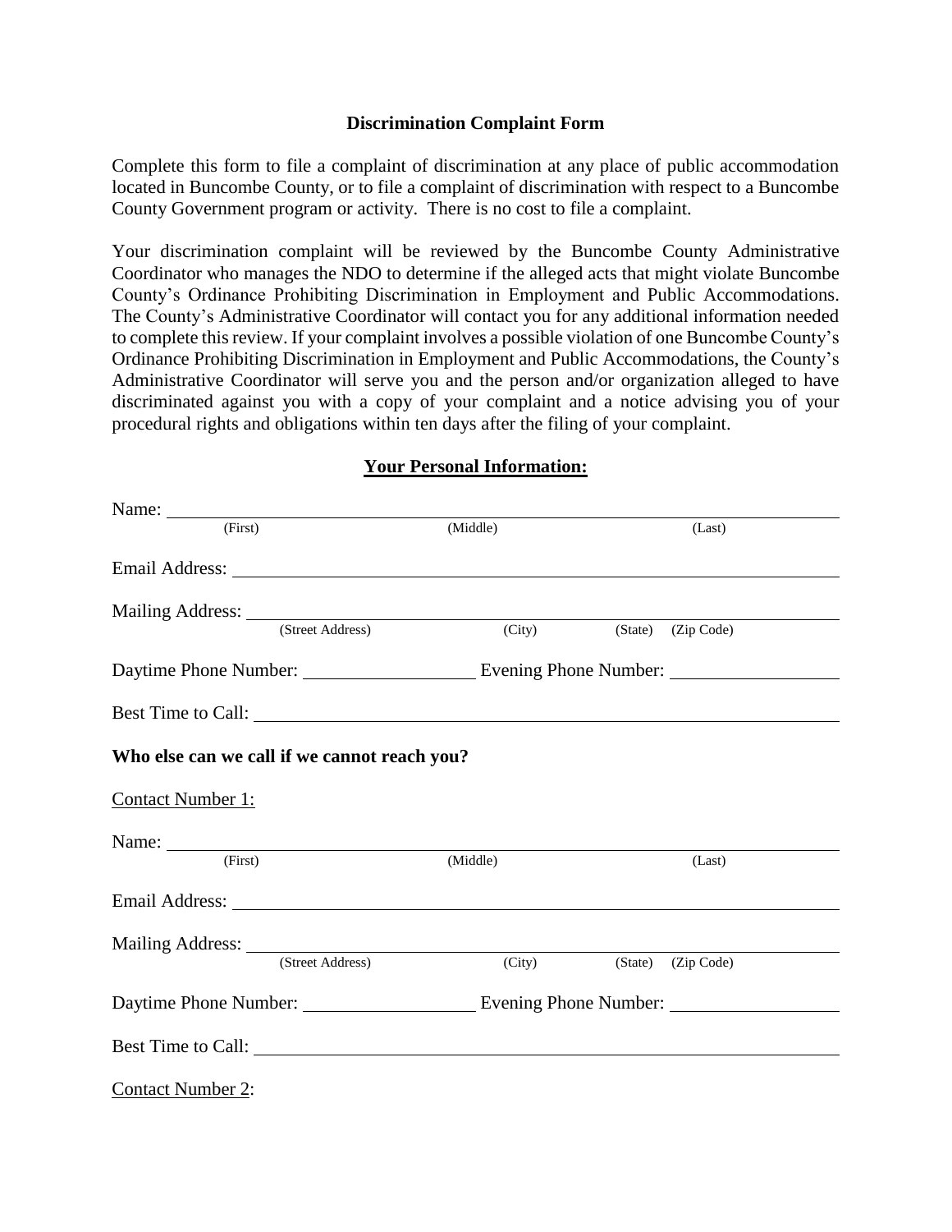## Discrimination Complaint Form

Complete this form to file a complaint of discrimination at any place of public accommodation located in Buncombe County, or to file a complaint of discrimination with respect to a Buncombe County Government program or activity. There is no cost to file a complaint.

Your discrimination complaint will be reviewed by the Buncombe County Administrative Coordinator who manages the NDO to determine if the alleged acts that might violate Buncombe County's Ordinance Prohibiting Discrimination in Employment and Public Accommodations. The County's Administrative Coordinator will contact you for any additional information needed to complete this review. If your complaint involves a possible violation of one Buncombe County's Ordinance Prohibiting Discrimination in Employment and Public Accommodations, the County's Administrative Coordinator will serve you and the person and/or organization alleged to have discriminated against you with a copy of your complaint and a notice advising you of your procedural rights and obligations within ten days after the filing of your complaint.

### <u>Your Personal Information:</u>

Name: ______________________________________________
(First) (Middle) (Last)

Email Address: ______________________________________________

Mailing Address: ______________________________________________
(Street Address) (City) (State) (Zip Code)

Daytime Phone Number: ____________________ Evening Phone Number: ____________________

Best Time to Call: ______________________________________________

**Who else can we call if we cannot reach you?**

<u>Contact Number 1:</u>

Name: ______________________________________________
(First) (Middle) (Last)

Email Address: ______________________________________________

Mailing Address: ______________________________________________
(Street Address) (City) (State) (Zip Code)

Daytime Phone Number: ____________________ Evening Phone Number: ____________________

Best Time to Call: ______________________________________________

<u>Contact Number 2</u>: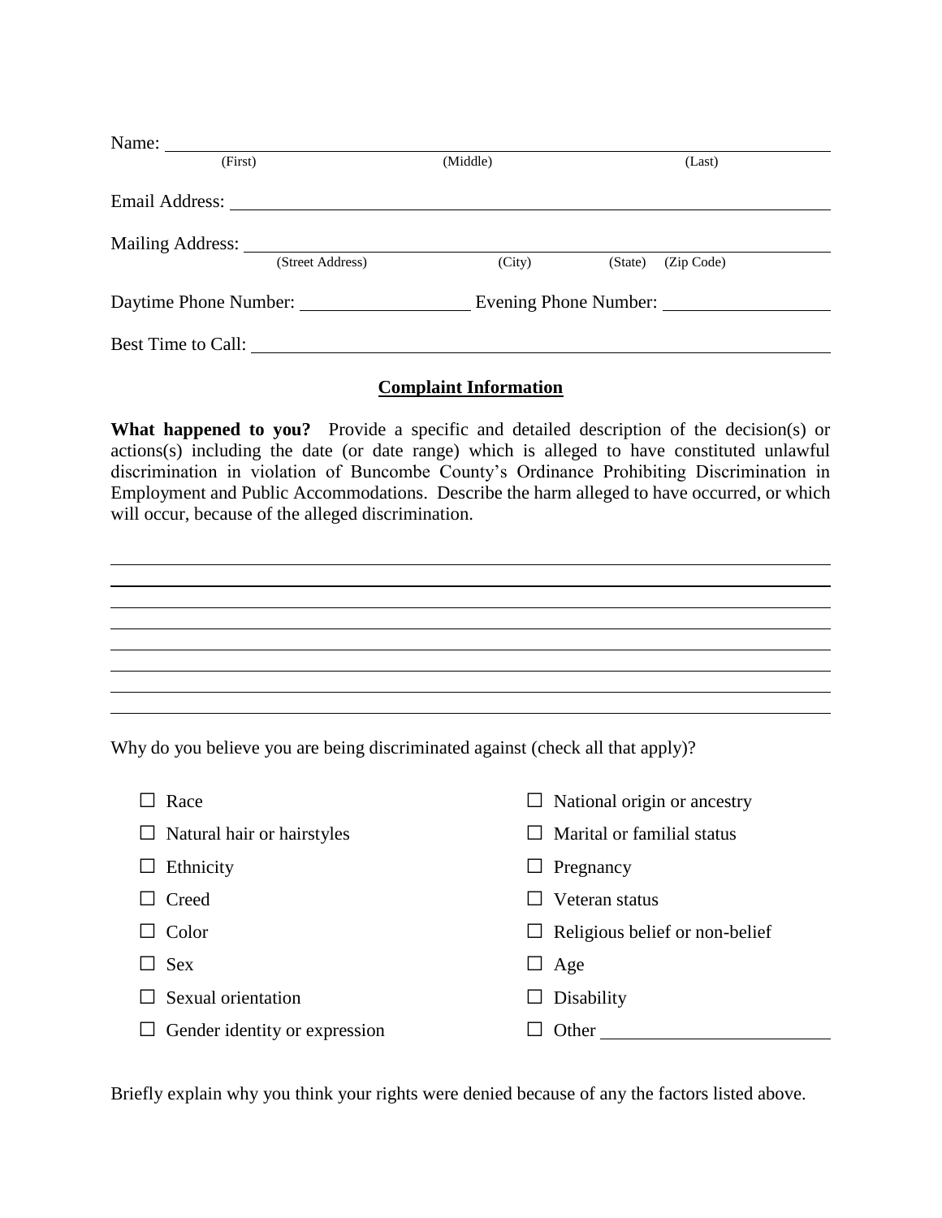Name: ______________________________________________________________________
(First) (Middle) (Last)

Email Address: ______________________________________________________________

Mailing Address: ____________________________________________________________
(Street Address) (City) (State) (Zip Code)

Daytime Phone Number: ____________________ Evening Phone Number: ____________________

Best Time to Call: ____________________________________________________________

## Complaint Information

**What happened to you?** Provide a specific and detailed description of the decision(s) or actions(s) including the date (or date range) which is alleged to have constituted unlawful discrimination in violation of Buncombe County's Ordinance Prohibiting Discrimination in Employment and Public Accommodations. Describe the harm alleged to have occurred, or which will occur, because of the alleged discrimination.

______________________________________________________________________________
______________________________________________________________________________
______________________________________________________________________________
______________________________________________________________________________
______________________________________________________________________________
______________________________________________________________________________
______________________________________________________________________________
______________________________________________________________________________

Why do you believe you are being discriminated against (check all that apply)?

- ☐ Race
- ☐ Natural hair or hairstyles
- ☐ Ethnicity
- ☐ Creed
- ☐ Color
- ☐ Sex
- ☐ Sexual orientation
- ☐ Gender identity or expression
- ☐ National origin or ancestry
- ☐ Marital or familial status
- ☐ Pregnancy
- ☐ Veteran status
- ☐ Religious belief or non-belief
- ☐ Age
- ☐ Disability
- ☐ Other ________________________

Briefly explain why you think your rights were denied because of any the factors listed above.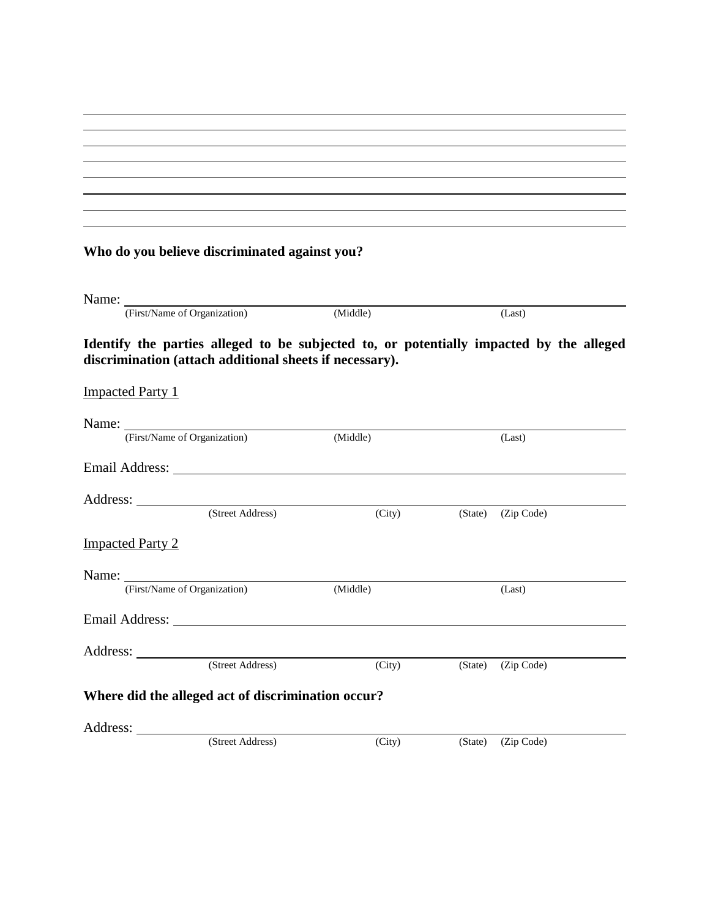______________________________________________________________________________

______________________________________________________________________________

______________________________________________________________________________

______________________________________________________________________________

______________________________________________________________________________

______________________________________________________________________________

______________________________________________________________________________

**Who do you believe discriminated against you?**

Name: ______________________________________________________________________
(First/Name of Organization) (Middle) (Last)

**Identify the parties alleged to be subjected to, or potentially impacted by the alleged discrimination (attach additional sheets if necessary).**

Impacted Party 1

Name: ______________________________________________________________________
(First/Name of Organization) (Middle) (Last)

Email Address: ______________________________________________________________

Address: ____________________________________________________________________
(Street Address) (City) (State) (Zip Code)

Impacted Party 2

Name: ______________________________________________________________________
(First/Name of Organization) (Middle) (Last)

Email Address: ______________________________________________________________

Address: ____________________________________________________________________
(Street Address) (City) (State) (Zip Code)

**Where did the alleged act of discrimination occur?**

Address: ____________________________________________________________________
(Street Address) (City) (State) (Zip Code)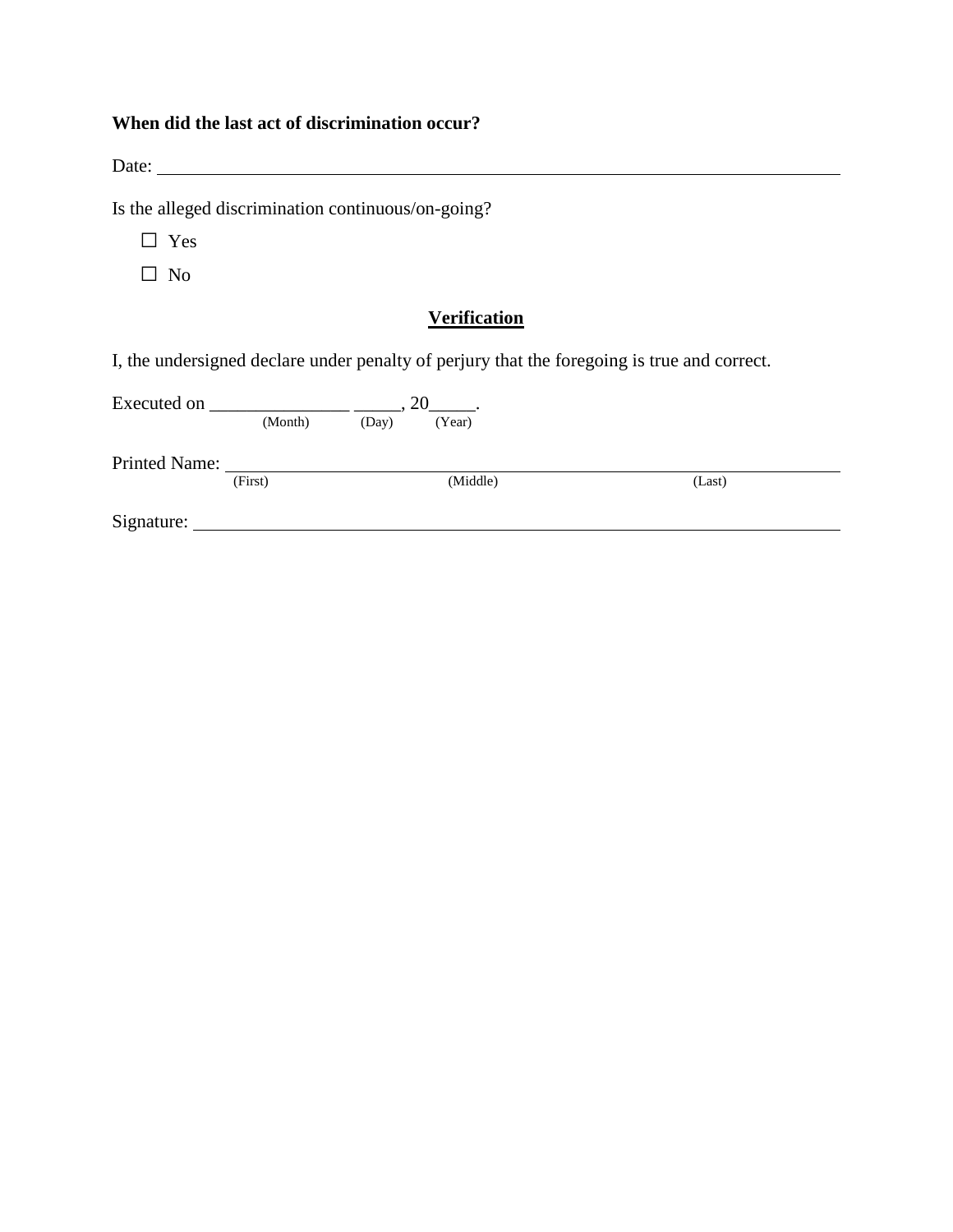**When did the last act of discrimination occur?**

Date: ______________________________________________________________________________

Is the alleged discrimination continuous/on-going?

☐ Yes

☐ No

## Verification

I, the undersigned declare under penalty of perjury that the foregoing is true and correct.

Executed on _______________ _____, 20_____.
(Month) (Day) (Year)

Printed Name: ______________________________________________________________________
(First) (Middle) (Last)

Signature: _________________________________________________________________________